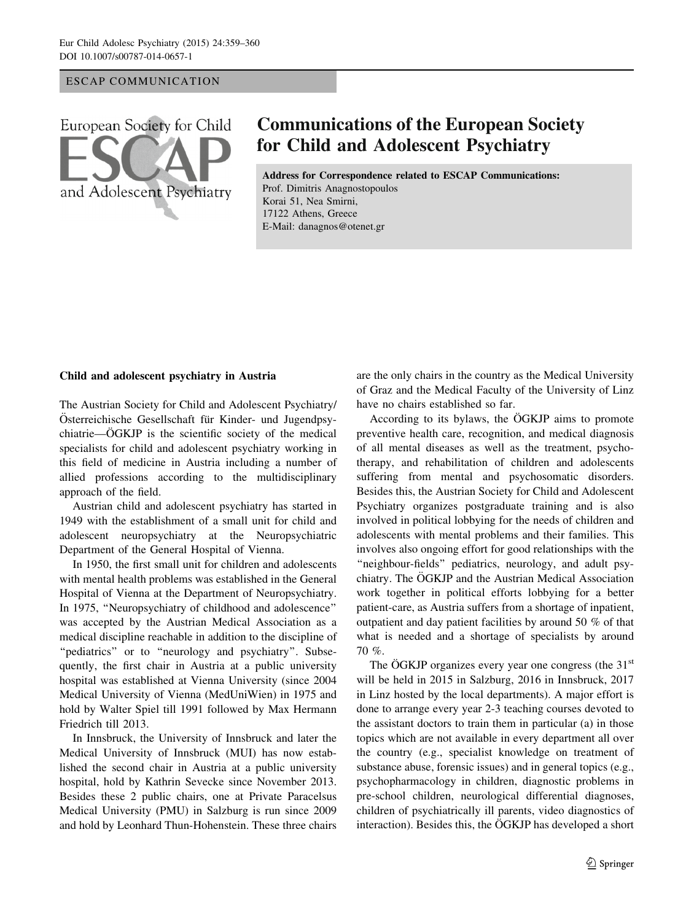ESCAP COMMUNICATION

# Communications of the European Society for Child and Adolescent Psychiatry

**Address for Correspondence related to ESCAP Communications:**
Prof. Dimitris Anagnostopoulos
Korai 51, Nea Smirni,
17122 Athens, Greece
E-Mail: danagnos@otenet.gr

## Child and adolescent psychiatry in Austria

The Austrian Society for Child and Adolescent Psychiatry/Österreichische Gesellschaft für Kinder- und Jugendpsychiatrie—ÖGKJP is the scientific society of the medical specialists for child and adolescent psychiatry working in this field of medicine in Austria including a number of allied professions according to the multidisciplinary approach of the field.

Austrian child and adolescent psychiatry has started in 1949 with the establishment of a small unit for child and adolescent neuropsychiatry at the Neuropsychiatric Department of the General Hospital of Vienna.

In 1950, the first small unit for children and adolescents with mental health problems was established in the General Hospital of Vienna at the Department of Neuropsychiatry. In 1975, "Neuropsychiatry of childhood and adolescence" was accepted by the Austrian Medical Association as a medical discipline reachable in addition to the discipline of "pediatrics" or to "neurology and psychiatry". Subsequently, the first chair in Austria at a public university hospital was established at Vienna University (since 2004 Medical University of Vienna (MedUniWien) in 1975 and hold by Walter Spiel till 1991 followed by Max Hermann Friedrich till 2013.

In Innsbruck, the University of Innsbruck and later the Medical University of Innsbruck (MUI) has now established the second chair in Austria at a public university hospital, hold by Kathrin Sevecke since November 2013. Besides these 2 public chairs, one at Private Paracelsus Medical University (PMU) in Salzburg is run since 2009 and hold by Leonhard Thun-Hohenstein. These three chairs are the only chairs in the country as the Medical University of Graz and the Medical Faculty of the University of Linz have no chairs established so far.

According to its bylaws, the ÖGKJP aims to promote preventive health care, recognition, and medical diagnosis of all mental diseases as well as the treatment, psychotherapy, and rehabilitation of children and adolescents suffering from mental and psychosomatic disorders. Besides this, the Austrian Society for Child and Adolescent Psychiatry organizes postgraduate training and is also involved in political lobbying for the needs of children and adolescents with mental problems and their families. This involves also ongoing effort for good relationships with the "neighbour-fields" pediatrics, neurology, and adult psychiatry. The ÖGKJP and the Austrian Medical Association work together in political efforts lobbying for a better patient-care, as Austria suffers from a shortage of inpatient, outpatient and day patient facilities by around 50 % of that what is needed and a shortage of specialists by around 70 %.

The ÖGKJP organizes every year one congress (the 31st will be held in 2015 in Salzburg, 2016 in Innsbruck, 2017 in Linz hosted by the local departments). A major effort is done to arrange every year 2-3 teaching courses devoted to the assistant doctors to train them in particular (a) in those topics which are not available in every department all over the country (e.g., specialist knowledge on treatment of substance abuse, forensic issues) and in general topics (e.g., psychopharmacology in children, diagnostic problems in pre-school children, neurological differential diagnoses, children of psychiatrically ill parents, video diagnostics of interaction). Besides this, the ÖGKJP has developed a short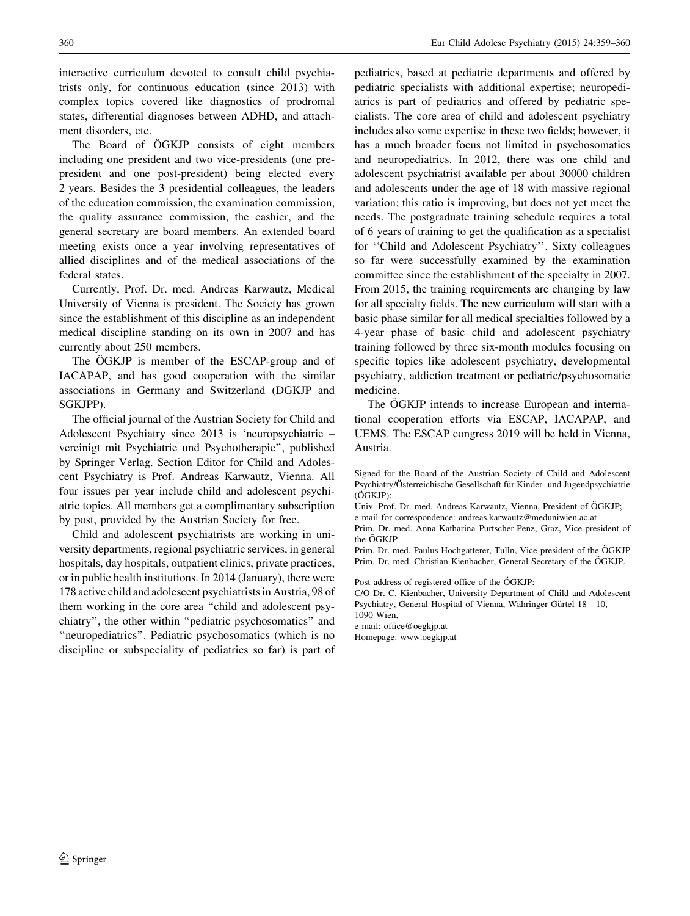interactive curriculum devoted to consult child psychiatrists only, for continuous education (since 2013) with complex topics covered like diagnostics of prodromal states, differential diagnoses between ADHD, and attachment disorders, etc.

The Board of ÖGKJP consists of eight members including one president and two vice-presidents (one pre-president and one post-president) being elected every 2 years. Besides the 3 presidential colleagues, the leaders of the education commission, the examination commission, the quality assurance commission, the cashier, and the general secretary are board members. An extended board meeting exists once a year involving representatives of allied disciplines and of the medical associations of the federal states.

Currently, Prof. Dr. med. Andreas Karwautz, Medical University of Vienna is president. The Society has grown since the establishment of this discipline as an independent medical discipline standing on its own in 2007 and has currently about 250 members.

The ÖGKJP is member of the ESCAP-group and of IACAPAP, and has good cooperation with the similar associations in Germany and Switzerland (DGKJP and SGKJPP).

The official journal of the Austrian Society for Child and Adolescent Psychiatry since 2013 is 'neuropsychiatrie – vereinigt mit Psychiatrie und Psychotherapie'', published by Springer Verlag. Section Editor for Child and Adolescent Psychiatry is Prof. Andreas Karwautz, Vienna. All four issues per year include child and adolescent psychiatric topics. All members get a complimentary subscription by post, provided by the Austrian Society for free.

Child and adolescent psychiatrists are working in university departments, regional psychiatric services, in general hospitals, day hospitals, outpatient clinics, private practices, or in public health institutions. In 2014 (January), there were 178 active child and adolescent psychiatrists in Austria, 98 of them working in the core area "child and adolescent psychiatry", the other within "pediatric psychosomatics" and "neuropediatrics". Pediatric psychosomatics (which is no discipline or subspeciality of pediatrics so far) is part of pediatrics, based at pediatric departments and offered by pediatric specialists with additional expertise; neuropediatrics is part of pediatrics and offered by pediatric specialists. The core area of child and adolescent psychiatry includes also some expertise in these two fields; however, it has a much broader focus not limited in psychosomatics and neuropediatrics. In 2012, there was one child and adolescent psychiatrist available per about 30000 children and adolescents under the age of 18 with massive regional variation; this ratio is improving, but does not yet meet the needs. The postgraduate training schedule requires a total of 6 years of training to get the qualification as a specialist for ''Child and Adolescent Psychiatry''. Sixty colleagues so far were successfully examined by the examination committee since the establishment of the specialty in 2007. From 2015, the training requirements are changing by law for all specialty fields. The new curriculum will start with a basic phase similar for all medical specialties followed by a 4-year phase of basic child and adolescent psychiatry training followed by three six-month modules focusing on specific topics like adolescent psychiatry, developmental psychiatry, addiction treatment or pediatric/psychosomatic medicine.

The ÖGKJP intends to increase European and international cooperation efforts via ESCAP, IACAPAP, and UEMS. The ESCAP congress 2019 will be held in Vienna, Austria.

Signed for the Board of the Austrian Society of Child and Adolescent Psychiatry/Österreichische Gesellschaft für Kinder- und Jugendpsychiatrie (ÖGKJP):

Univ.-Prof. Dr. med. Andreas Karwautz, Vienna, President of ÖGKJP;
e-mail for correspondence: andreas.karwautz@meduniwien.ac.at
Prim. Dr. med. Anna-Katharina Purtscher-Penz, Graz, Vice-president of the ÖGKJP
Prim. Dr. med. Paulus Hochgatterer, Tulln, Vice-president of the ÖGKJP
Prim. Dr. med. Christian Kienbacher, General Secretary of the ÖGKJP.

Post address of registered office of the ÖGKJP:
C/O Dr. C. Kienbacher, University Department of Child and Adolescent Psychiatry, General Hospital of Vienna, Währinger Gürtel 18—10, 1090 Wien,
e-mail: office@oegkjp.at
Homepage: www.oegkjp.at